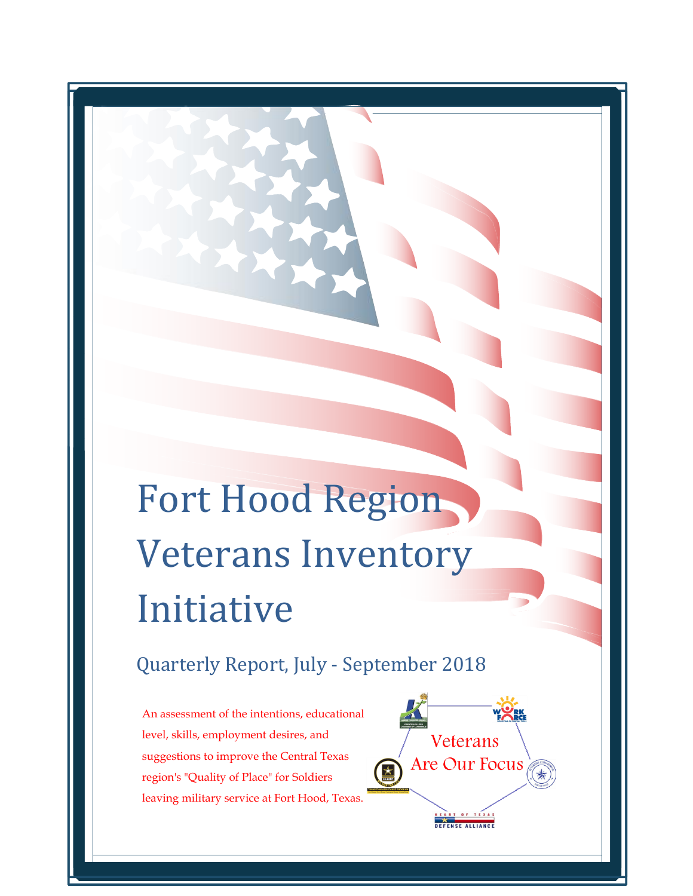# Fort Hood Region Veterans Inventory Initiative

## Quarterly Report, July - September 2018

An assessment of the intentions, educational level, skills, employment desires, and suggestions to improve the Central Texas region's "Quality of Place" for Soldiers leaving military service at Fort Hood, Texas.

Veterans Are Our Focus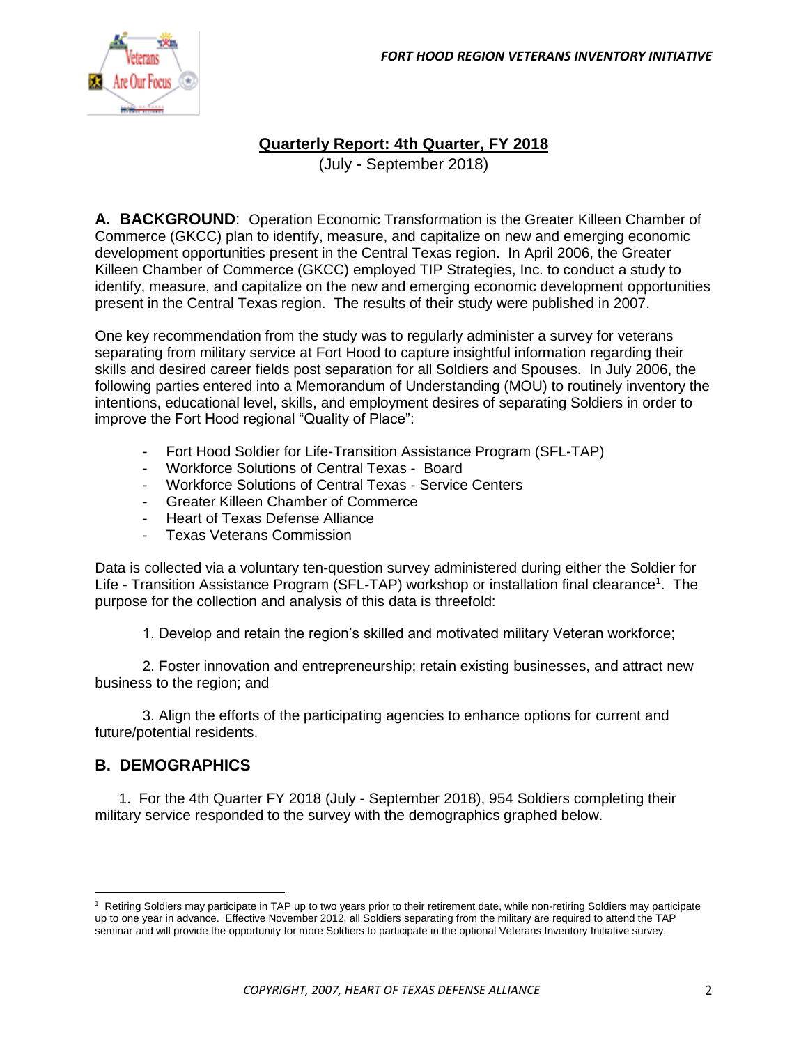## Quarterly Report: 4th Quarter, FY 2018

(July - September 2018)

**A. BACKGROUND**: Operation Economic Transformation is the Greater Killeen Chamber of Commerce (GKCC) plan to identify, measure, and capitalize on new and emerging economic development opportunities present in the Central Texas region. In April 2006, the Greater Killeen Chamber of Commerce (GKCC) employed TIP Strategies, Inc. to conduct a study to identify, measure, and capitalize on the new and emerging economic development opportunities present in the Central Texas region. The results of their study were published in 2007.

One key recommendation from the study was to regularly administer a survey for veterans separating from military service at Fort Hood to capture insightful information regarding their skills and desired career fields post separation for all Soldiers and Spouses. In July 2006, the following parties entered into a Memorandum of Understanding (MOU) to routinely inventory the intentions, educational level, skills, and employment desires of separating Soldiers in order to improve the Fort Hood regional "Quality of Place":

- Fort Hood Soldier for Life-Transition Assistance Program (SFL-TAP)
- Workforce Solutions of Central Texas - Board
- Workforce Solutions of Central Texas - Service Centers
- Greater Killeen Chamber of Commerce
- Heart of Texas Defense Alliance
- Texas Veterans Commission

Data is collected via a voluntary ten-question survey administered during either the Soldier for Life - Transition Assistance Program (SFL-TAP) workshop or installation final clearance[1]. The purpose for the collection and analysis of this data is threefold:

1. Develop and retain the region's skilled and motivated military Veteran workforce;

2. Foster innovation and entrepreneurship; retain existing businesses, and attract new business to the region; and

3. Align the efforts of the participating agencies to enhance options for current and future/potential residents.

### B. DEMOGRAPHICS

1. For the 4th Quarter FY 2018 (July - September 2018), 954 Soldiers completing their military service responded to the survey with the demographics graphed below.

---

[1] Retiring Soldiers may participate in TAP up to two years prior to their retirement date, while non-retiring Soldiers may participate up to one year in advance. Effective November 2012, all Soldiers separating from the military are required to attend the TAP seminar and will provide the opportunity for more Soldiers to participate in the optional Veterans Inventory Initiative survey.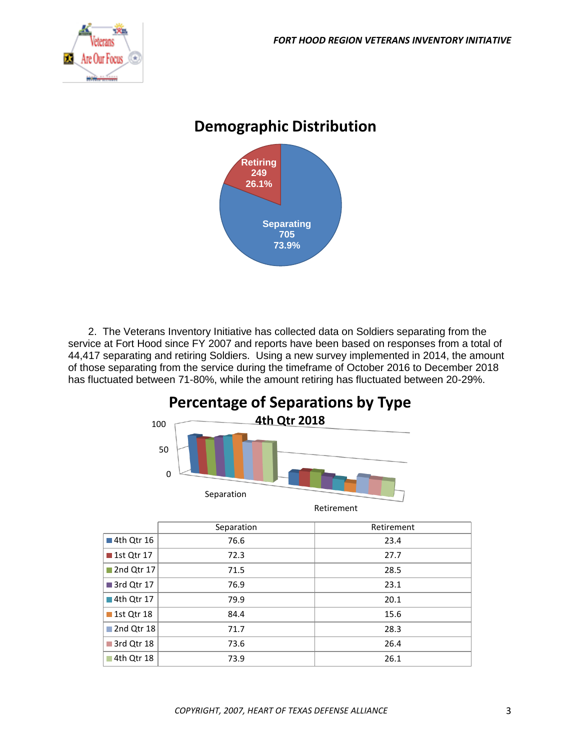## Demographic Distribution

Retiring 249 26.1%

Separating 705 73.9%

2. The Veterans Inventory Initiative has collected data on Soldiers separating from the service at Fort Hood since FY 2007 and reports have been based on responses from a total of 44,417 separating and retiring Soldiers. Using a new survey implemented in 2014, the amount of those separating from the service during the timeframe of October 2016 to December 2018 has fluctuated between 71-80%, while the amount retiring has fluctuated between 20-29%.

## Percentage of Separations by Type

### 4th Qtr 2018

| | Separation | Retirement |
|---|---|---|
| 4th Qtr 16 | 76.6 | 23.4 |
| 1st Qtr 17 | 72.3 | 27.7 |
| 2nd Qtr 17 | 71.5 | 28.5 |
| 3rd Qtr 17 | 76.9 | 23.1 |
| 4th Qtr 17 | 79.9 | 20.1 |
| 1st Qtr 18 | 84.4 | 15.6 |
| 2nd Qtr 18 | 71.7 | 28.3 |
| 3rd Qtr 18 | 73.6 | 26.4 |
| 4th Qtr 18 | 73.9 | 26.1 |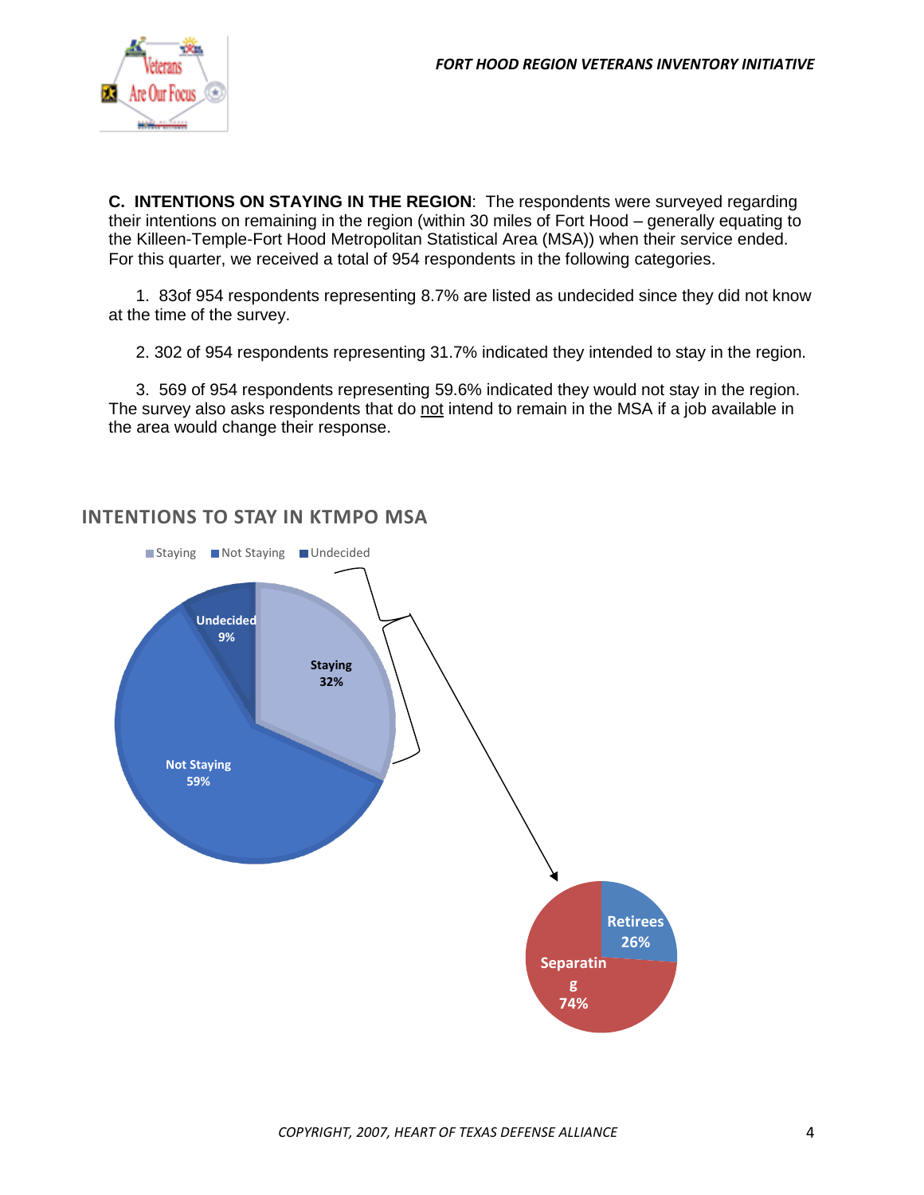**C. INTENTIONS ON STAYING IN THE REGION**: The respondents were surveyed regarding their intentions on remaining in the region (within 30 miles of Fort Hood – generally equating to the Killeen-Temple-Fort Hood Metropolitan Statistical Area (MSA)) when their service ended. For this quarter, we received a total of 954 respondents in the following categories.

1. 83of 954 respondents representing 8.7% are listed as undecided since they did not know at the time of the survey.

2. 302 of 954 respondents representing 31.7% indicated they intended to stay in the region.

3. 569 of 954 respondents representing 59.6% indicated they would not stay in the region. The survey also asks respondents that do <u>not</u> intend to remain in the MSA if a job available in the area would change their response.

## INTENTIONS TO STAY IN KTMPO MSA

Staying | Not Staying | Undecided

Undecided 9%

Staying 32%

Not Staying 59%

Retirees 26%

Separating 74%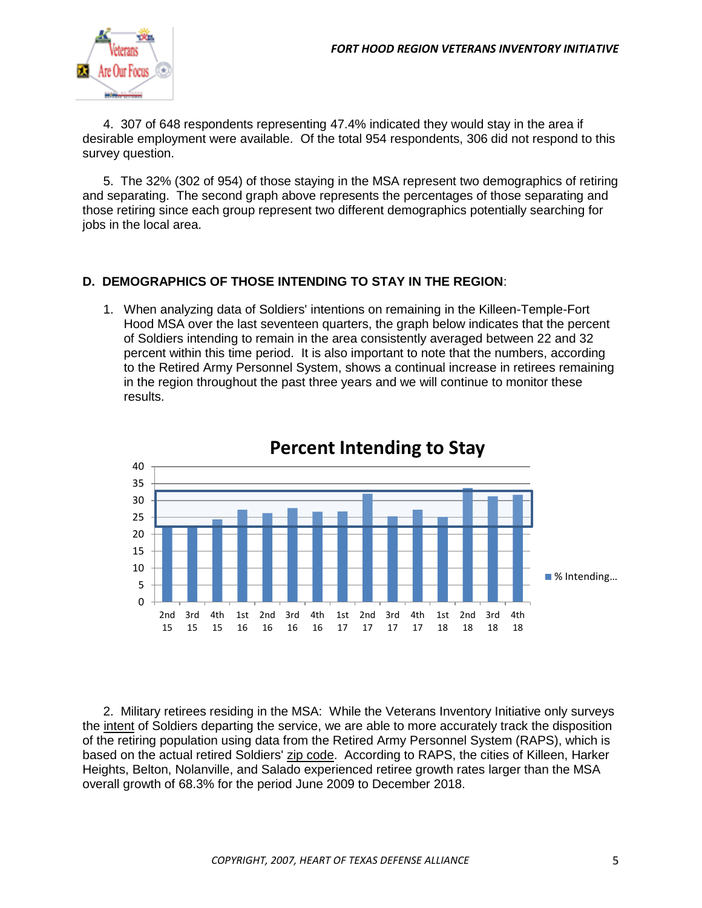4. 307 of 648 respondents representing 47.4% indicated they would stay in the area if desirable employment were available. Of the total 954 respondents, 306 did not respond to this survey question.

5. The 32% (302 of 954) of those staying in the MSA represent two demographics of retiring and separating. The second graph above represents the percentages of those separating and those retiring since each group represent two different demographics potentially searching for jobs in the local area.

## D. DEMOGRAPHICS OF THOSE INTENDING TO STAY IN THE REGION:

1. When analyzing data of Soldiers' intentions on remaining in the Killeen-Temple-Fort Hood MSA over the last seventeen quarters, the graph below indicates that the percent of Soldiers intending to remain in the area consistently averaged between 22 and 32 percent within this time period. It is also important to note that the numbers, according to the Retired Army Personnel System, shows a continual increase in retirees remaining in the region throughout the past three years and we will continue to monitor these results.

**Percent Intending to Stay**

| Quarter | % Intending… |
|---|---|
| 2nd 15 | 22 |
| 3rd 15 | 22 |
| 4th 15 | 24 |
| 1st 16 | 27 |
| 2nd 16 | 26 |
| 3rd 16 | 27.5 |
| 4th 16 | 26.5 |
| 1st 17 | 26.5 |
| 2nd 17 | 32 |
| 3rd 17 | 25 |
| 4th 17 | 27 |
| 1st 18 | 25 |
| 2nd 18 | 33.5 |
| 3rd 18 | 31 |
| 4th 18 | 31.5 |

2. Military retirees residing in the MSA: While the Veterans Inventory Initiative only surveys the intent of Soldiers departing the service, we are able to more accurately track the disposition of the retiring population using data from the Retired Army Personnel System (RAPS), which is based on the actual retired Soldiers' zip code. According to RAPS, the cities of Killeen, Harker Heights, Belton, Nolanville, and Salado experienced retiree growth rates larger than the MSA overall growth of 68.3% for the period June 2009 to December 2018.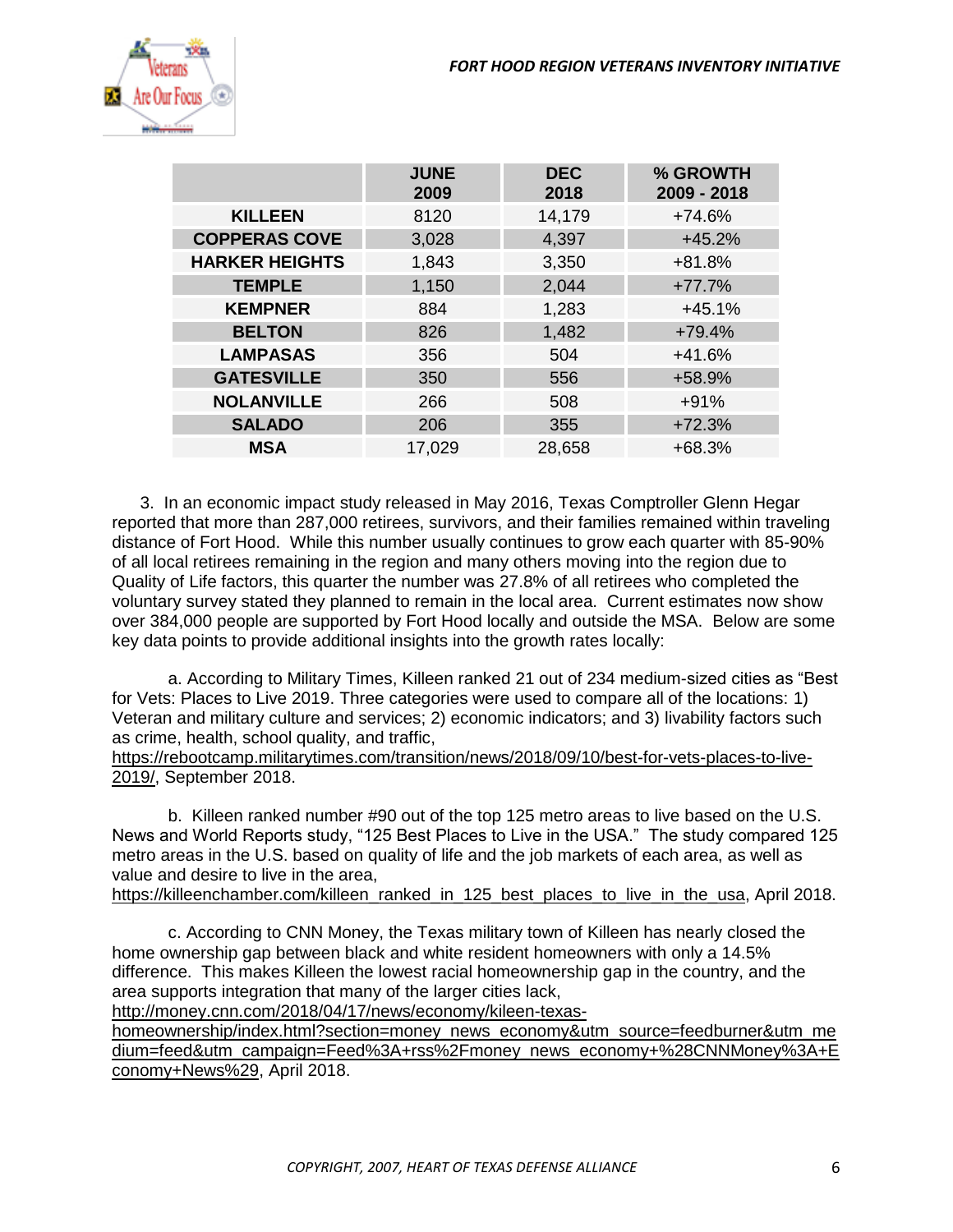| | JUNE 2009 | DEC 2018 | % GROWTH 2009 - 2018 |
|---|---|---|---|
| **KILLEEN** | 8120 | 14,179 | +74.6% |
| **COPPERAS COVE** | 3,028 | 4,397 | +45.2% |
| **HARKER HEIGHTS** | 1,843 | 3,350 | +81.8% |
| **TEMPLE** | 1,150 | 2,044 | +77.7% |
| **KEMPNER** | 884 | 1,283 | +45.1% |
| **BELTON** | 826 | 1,482 | +79.4% |
| **LAMPASAS** | 356 | 504 | +41.6% |
| **GATESVILLE** | 350 | 556 | +58.9% |
| **NOLANVILLE** | 266 | 508 | +91% |
| **SALADO** | 206 | 355 | +72.3% |
| **MSA** | 17,029 | 28,658 | +68.3% |

3. In an economic impact study released in May 2016, Texas Comptroller Glenn Hegar reported that more than 287,000 retirees, survivors, and their families remained within traveling distance of Fort Hood. While this number usually continues to grow each quarter with 85-90% of all local retirees remaining in the region and many others moving into the region due to Quality of Life factors, this quarter the number was 27.8% of all retirees who completed the voluntary survey stated they planned to remain in the local area. Current estimates now show over 384,000 people are supported by Fort Hood locally and outside the MSA. Below are some key data points to provide additional insights into the growth rates locally:

a. According to Military Times, Killeen ranked 21 out of 234 medium-sized cities as "Best for Vets: Places to Live 2019. Three categories were used to compare all of the locations: 1) Veteran and military culture and services; 2) economic indicators; and 3) livability factors such as crime, health, school quality, and traffic, https://rebootcamp.militarytimes.com/transition/news/2018/09/10/best-for-vets-places-to-live-2019/, September 2018.

b. Killeen ranked number #90 out of the top 125 metro areas to live based on the U.S. News and World Reports study, "125 Best Places to Live in the USA." The study compared 125 metro areas in the U.S. based on quality of life and the job markets of each area, as well as value and desire to live in the area, https://killeenchamber.com/killeen_ranked_in_125_best_places_to_live_in_the_usa, April 2018.

c. According to CNN Money, the Texas military town of Killeen has nearly closed the home ownership gap between black and white resident homeowners with only a 14.5% difference. This makes Killeen the lowest racial homeownership gap in the country, and the area supports integration that many of the larger cities lack, http://money.cnn.com/2018/04/17/news/economy/kileen-texas-homeownership/index.html?section=money_news_economy&utm_source=feedburner&utm_medium=feed&utm_campaign=Feed%3A+rss%2Fmoney_news_economy+%28CNNMoney%3A+Economy+News%29, April 2018.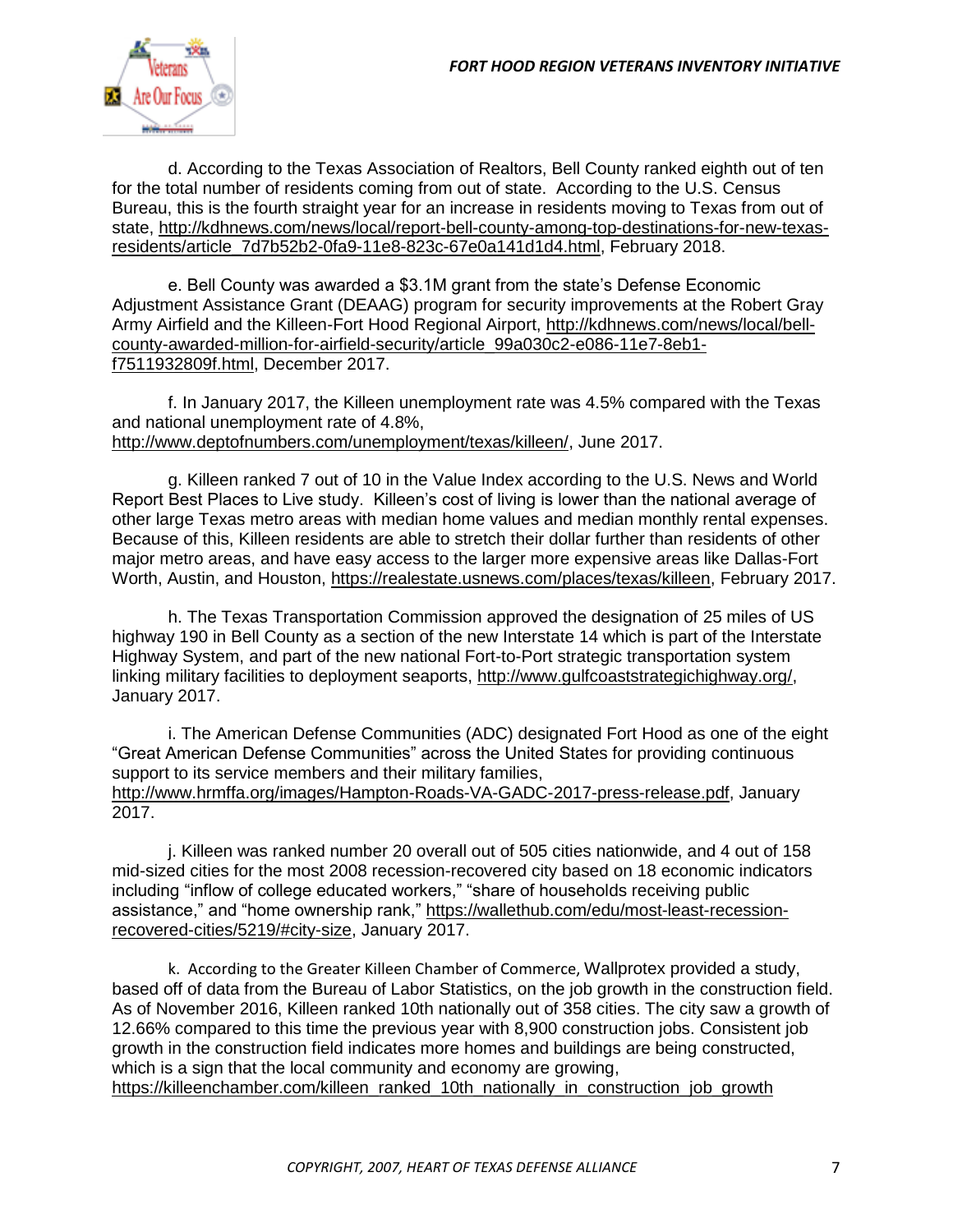d. According to the Texas Association of Realtors, Bell County ranked eighth out of ten for the total number of residents coming from out of state. According to the U.S. Census Bureau, this is the fourth straight year for an increase in residents moving to Texas from out of state, http://kdhnews.com/news/local/report-bell-county-among-top-destinations-for-new-texas-residents/article_7d7b52b2-0fa9-11e8-823c-67e0a141d1d4.html, February 2018.

e. Bell County was awarded a $3.1M grant from the state's Defense Economic Adjustment Assistance Grant (DEAAG) program for security improvements at the Robert Gray Army Airfield and the Killeen-Fort Hood Regional Airport, http://kdhnews.com/news/local/bell-county-awarded-million-for-airfield-security/article_99a030c2-e086-11e7-8eb1-f7511932809f.html, December 2017.

f. In January 2017, the Killeen unemployment rate was 4.5% compared with the Texas and national unemployment rate of 4.8%, http://www.deptofnumbers.com/unemployment/texas/killeen/, June 2017.

g. Killeen ranked 7 out of 10 in the Value Index according to the U.S. News and World Report Best Places to Live study. Killeen's cost of living is lower than the national average of other large Texas metro areas with median home values and median monthly rental expenses. Because of this, Killeen residents are able to stretch their dollar further than residents of other major metro areas, and have easy access to the larger more expensive areas like Dallas-Fort Worth, Austin, and Houston, https://realestate.usnews.com/places/texas/killeen, February 2017.

h. The Texas Transportation Commission approved the designation of 25 miles of US highway 190 in Bell County as a section of the new Interstate 14 which is part of the Interstate Highway System, and part of the new national Fort-to-Port strategic transportation system linking military facilities to deployment seaports, http://www.gulfcoaststrategichighway.org/, January 2017.

i. The American Defense Communities (ADC) designated Fort Hood as one of the eight "Great American Defense Communities" across the United States for providing continuous support to its service members and their military families, http://www.hrmffa.org/images/Hampton-Roads-VA-GADC-2017-press-release.pdf, January 2017.

j. Killeen was ranked number 20 overall out of 505 cities nationwide, and 4 out of 158 mid-sized cities for the most 2008 recession-recovered city based on 18 economic indicators including "inflow of college educated workers," "share of households receiving public assistance," and "home ownership rank," https://wallethub.com/edu/most-least-recession-recovered-cities/5219/#city-size, January 2017.

k. According to the Greater Killeen Chamber of Commerce, Wallprotex provided a study, based off of data from the Bureau of Labor Statistics, on the job growth in the construction field. As of November 2016, Killeen ranked 10th nationally out of 358 cities. The city saw a growth of 12.66% compared to this time the previous year with 8,900 construction jobs. Consistent job growth in the construction field indicates more homes and buildings are being constructed, which is a sign that the local community and economy are growing, https://killeenchamber.com/killeen_ranked_10th_nationally_in_construction_job_growth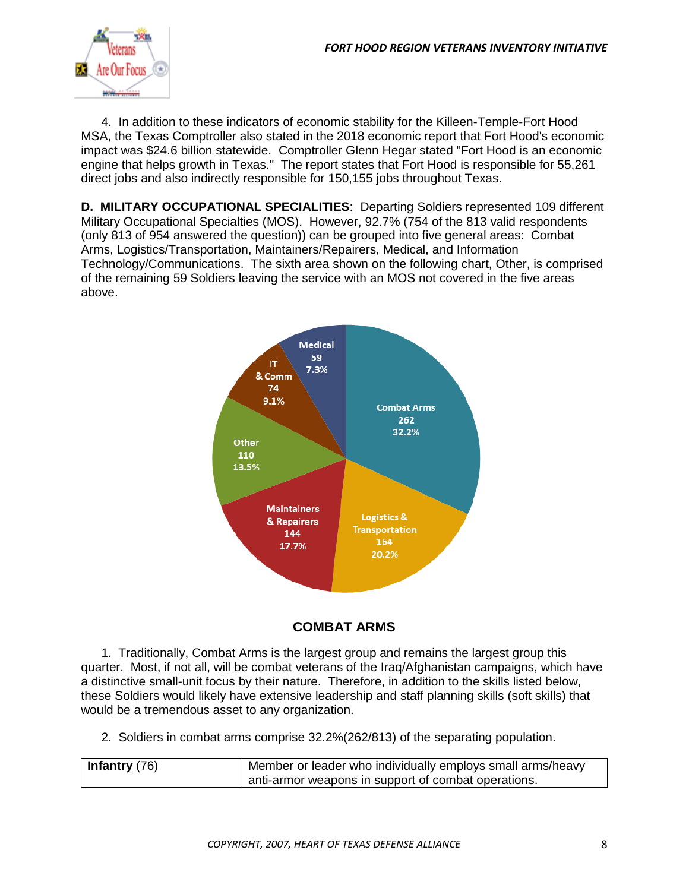4. In addition to these indicators of economic stability for the Killeen-Temple-Fort Hood MSA, the Texas Comptroller also stated in the 2018 economic report that Fort Hood's economic impact was $24.6 billion statewide. Comptroller Glenn Hegar stated "Fort Hood is an economic engine that helps growth in Texas." The report states that Fort Hood is responsible for 55,261 direct jobs and also indirectly responsible for 150,155 jobs throughout Texas.

**D. MILITARY OCCUPATIONAL SPECIALITIES**: Departing Soldiers represented 109 different Military Occupational Specialties (MOS). However, 92.7% (754 of the 813 valid respondents (only 813 of 954 answered the question)) can be grouped into five general areas: Combat Arms, Logistics/Transportation, Maintainers/Repairers, Medical, and Information Technology/Communications. The sixth area shown on the following chart, Other, is comprised of the remaining 59 Soldiers leaving the service with an MOS not covered in the five areas above.

| Category | Count | Percent |
|---|---|---|
| Combat Arms | 262 | 32.2% |
| Logistics & Transportation | 164 | 20.2% |
| Maintainers & Repairers | 144 | 17.7% |
| Other | 110 | 13.5% |
| IT & Comm | 74 | 9.1% |
| Medical | 59 | 7.3% |

## COMBAT ARMS

1. Traditionally, Combat Arms is the largest group and remains the largest group this quarter. Most, if not all, will be combat veterans of the Iraq/Afghanistan campaigns, which have a distinctive small-unit focus by their nature. Therefore, in addition to the skills listed below, these Soldiers would likely have extensive leadership and staff planning skills (soft skills) that would be a tremendous asset to any organization.

2. Soldiers in combat arms comprise 32.2%(262/813) of the separating population.

| | |
|---|---|
| **Infantry** (76) | Member or leader who individually employs small arms/heavy anti-armor weapons in support of combat operations. |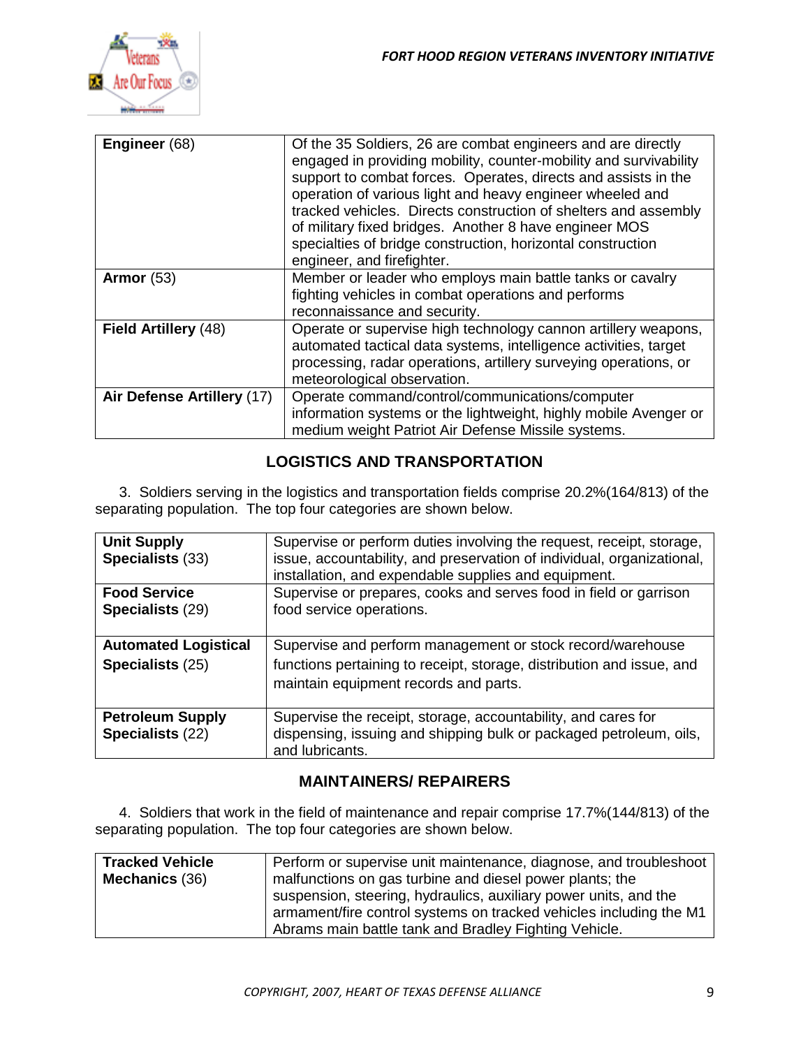| **Engineer** (68) | Of the 35 Soldiers, 26 are combat engineers and are directly engaged in providing mobility, counter-mobility and survivability support to combat forces. Operates, directs and assists in the operation of various light and heavy engineer wheeled and tracked vehicles. Directs construction of shelters and assembly of military fixed bridges. Another 8 have engineer MOS specialties of bridge construction, horizontal construction engineer, and firefighter. |
|---|---|
| **Armor** (53) | Member or leader who employs main battle tanks or cavalry fighting vehicles in combat operations and performs reconnaissance and security. |
| **Field Artillery** (48) | Operate or supervise high technology cannon artillery weapons, automated tactical data systems, intelligence activities, target processing, radar operations, artillery surveying operations, or meteorological observation. |
| **Air Defense Artillery** (17) | Operate command/control/communications/computer information systems or the lightweight, highly mobile Avenger or medium weight Patriot Air Defense Missile systems. |

## LOGISTICS AND TRANSPORTATION

3. Soldiers serving in the logistics and transportation fields comprise 20.2%(164/813) of the separating population. The top four categories are shown below.

| **Unit Supply Specialists** (33) | Supervise or perform duties involving the request, receipt, storage, issue, accountability, and preservation of individual, organizational, installation, and expendable supplies and equipment. |
|---|---|
| **Food Service Specialists** (29) | Supervise or prepares, cooks and serves food in field or garrison food service operations. |
| **Automated Logistical Specialists** (25) | Supervise and perform management or stock record/warehouse functions pertaining to receipt, storage, distribution and issue, and maintain equipment records and parts. |
| **Petroleum Supply Specialists** (22) | Supervise the receipt, storage, accountability, and cares for dispensing, issuing and shipping bulk or packaged petroleum, oils, and lubricants. |

## MAINTAINERS/ REPAIRERS

4. Soldiers that work in the field of maintenance and repair comprise 17.7%(144/813) of the separating population. The top four categories are shown below.

| **Tracked Vehicle Mechanics** (36) | Perform or supervise unit maintenance, diagnose, and troubleshoot malfunctions on gas turbine and diesel power plants; the suspension, steering, hydraulics, auxiliary power units, and the armament/fire control systems on tracked vehicles including the M1 Abrams main battle tank and Bradley Fighting Vehicle. |
|---|---|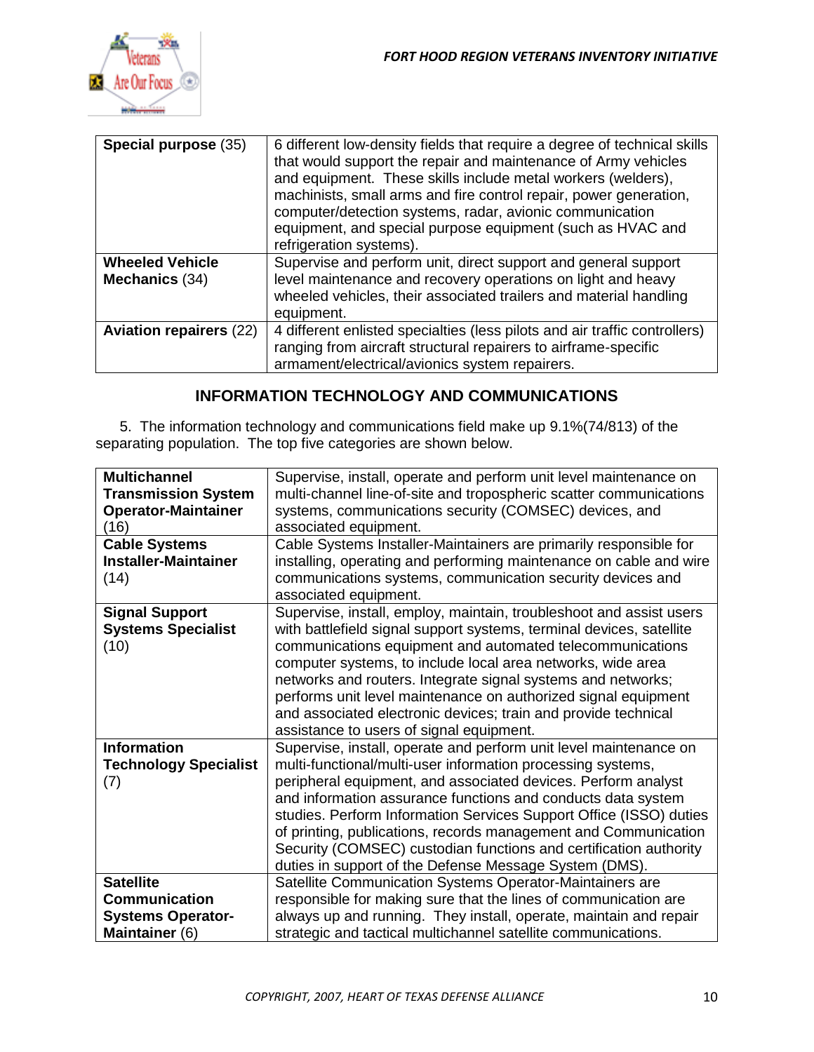| **Special purpose** (35) | 6 different low-density fields that require a degree of technical skills that would support the repair and maintenance of Army vehicles and equipment. These skills include metal workers (welders), machinists, small arms and fire control repair, power generation, computer/detection systems, radar, avionic communication equipment, and special purpose equipment (such as HVAC and refrigeration systems). |
|---|---|
| **Wheeled Vehicle Mechanics** (34) | Supervise and perform unit, direct support and general support level maintenance and recovery operations on light and heavy wheeled vehicles, their associated trailers and material handling equipment. |
| **Aviation repairers** (22) | 4 different enlisted specialties (less pilots and air traffic controllers) ranging from aircraft structural repairers to airframe-specific armament/electrical/avionics system repairers. |

## INFORMATION TECHNOLOGY AND COMMUNICATIONS

5. The information technology and communications field make up 9.1%(74/813) of the separating population. The top five categories are shown below.

| **Multichannel Transmission System Operator-Maintainer** (16) | Supervise, install, operate and perform unit level maintenance on multi-channel line-of-site and tropospheric scatter communications systems, communications security (COMSEC) devices, and associated equipment. |
|---|---|
| **Cable Systems Installer-Maintainer** (14) | Cable Systems Installer-Maintainers are primarily responsible for installing, operating and performing maintenance on cable and wire communications systems, communication security devices and associated equipment. |
| **Signal Support Systems Specialist** (10) | Supervise, install, employ, maintain, troubleshoot and assist users with battlefield signal support systems, terminal devices, satellite communications equipment and automated telecommunications computer systems, to include local area networks, wide area networks and routers. Integrate signal systems and networks; performs unit level maintenance on authorized signal equipment and associated electronic devices; train and provide technical assistance to users of signal equipment. |
| **Information Technology Specialist** (7) | Supervise, install, operate and perform unit level maintenance on multi-functional/multi-user information processing systems, peripheral equipment, and associated devices. Perform analyst and information assurance functions and conducts data system studies. Perform Information Services Support Office (ISSO) duties of printing, publications, records management and Communication Security (COMSEC) custodian functions and certification authority duties in support of the Defense Message System (DMS). |
| **Satellite Communication Systems Operator-Maintainer** (6) | Satellite Communication Systems Operator-Maintainers are responsible for making sure that the lines of communication are always up and running. They install, operate, maintain and repair strategic and tactical multichannel satellite communications. |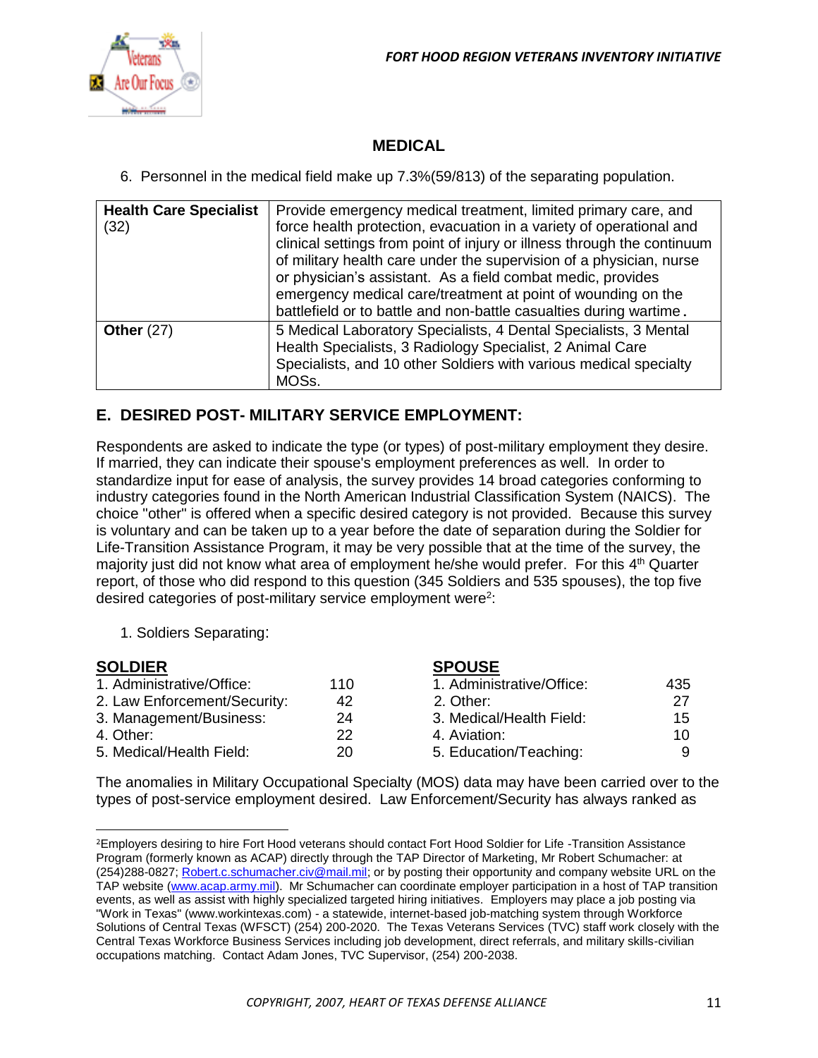## MEDICAL

6. Personnel in the medical field make up 7.3%(59/813) of the separating population.

| | |
|---|---|
| **Health Care Specialist** (32) | Provide emergency medical treatment, limited primary care, and force health protection, evacuation in a variety of operational and clinical settings from point of injury or illness through the continuum of military health care under the supervision of a physician, nurse or physician's assistant. As a field combat medic, provides emergency medical care/treatment at point of wounding on the battlefield or to battle and non-battle casualties during wartime. |
| **Other** (27) | 5 Medical Laboratory Specialists, 4 Dental Specialists, 3 Mental Health Specialists, 3 Radiology Specialist, 2 Animal Care Specialists, and 10 other Soldiers with various medical specialty MOSs. |

## E. DESIRED POST- MILITARY SERVICE EMPLOYMENT:

Respondents are asked to indicate the type (or types) of post-military employment they desire. If married, they can indicate their spouse's employment preferences as well. In order to standardize input for ease of analysis, the survey provides 14 broad categories conforming to industry categories found in the North American Industrial Classification System (NAICS). The choice "other" is offered when a specific desired category is not provided. Because this survey is voluntary and can be taken up to a year before the date of separation during the Soldier for Life-Transition Assistance Program, it may be very possible that at the time of the survey, the majority just did not know what area of employment he/she would prefer. For this 4th Quarter report, of those who did respond to this question (345 Soldiers and 535 spouses), the top five desired categories of post-military service employment were[2]:

1. Soldiers Separating:

| **SOLDIER** | | **SPOUSE** | |
|---|---|---|---|
| 1. Administrative/Office: | 110 | 1. Administrative/Office: | 435 |
| 2. Law Enforcement/Security: | 42 | 2. Other: | 27 |
| 3. Management/Business: | 24 | 3. Medical/Health Field: | 15 |
| 4. Other: | 22 | 4. Aviation: | 10 |
| 5. Medical/Health Field: | 20 | 5. Education/Teaching: | 9 |

The anomalies in Military Occupational Specialty (MOS) data may have been carried over to the types of post-service employment desired. Law Enforcement/Security has always ranked as

---

[2]Employers desiring to hire Fort Hood veterans should contact Fort Hood Soldier for Life -Transition Assistance Program (formerly known as ACAP) directly through the TAP Director of Marketing, Mr Robert Schumacher: at (254)288-0827; Robert.c.schumacher.civ@mail.mil; or by posting their opportunity and company website URL on the TAP website (www.acap.army.mil). Mr Schumacher can coordinate employer participation in a host of TAP transition events, as well as assist with highly specialized targeted hiring initiatives. Employers may place a job posting via "Work in Texas" (www.workintexas.com) - a statewide, internet-based job-matching system through Workforce Solutions of Central Texas (WFSCT) (254) 200-2020. The Texas Veterans Services (TVC) staff work closely with the Central Texas Workforce Business Services including job development, direct referrals, and military skills-civilian occupations matching. Contact Adam Jones, TVC Supervisor, (254) 200-2038.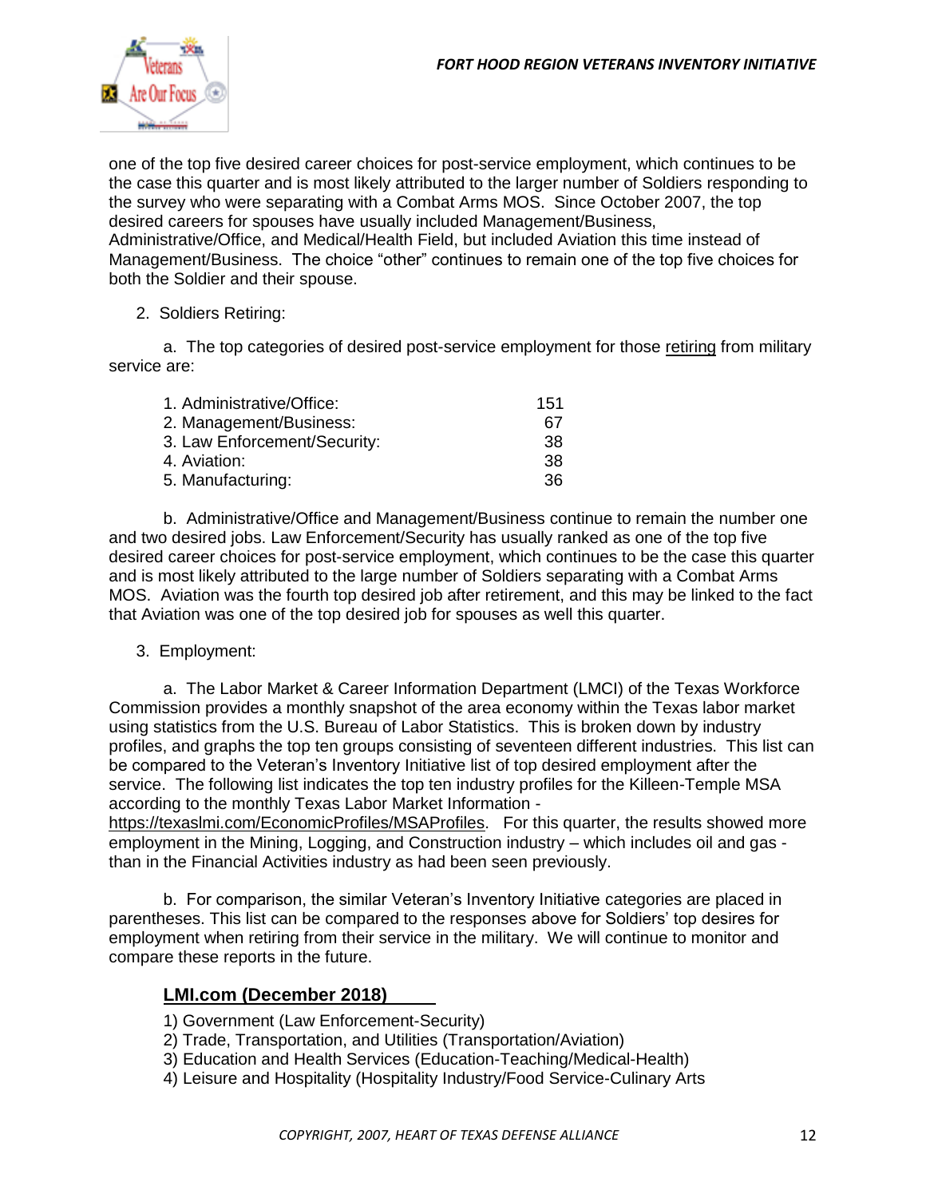one of the top five desired career choices for post-service employment, which continues to be the case this quarter and is most likely attributed to the larger number of Soldiers responding to the survey who were separating with a Combat Arms MOS. Since October 2007, the top desired careers for spouses have usually included Management/Business, Administrative/Office, and Medical/Health Field, but included Aviation this time instead of Management/Business. The choice "other" continues to remain one of the top five choices for both the Soldier and their spouse.

2. Soldiers Retiring:

a. The top categories of desired post-service employment for those retiring from military service are:

| | |
|---|---|
| 1. Administrative/Office: | 151 |
| 2. Management/Business: | 67 |
| 3. Law Enforcement/Security: | 38 |
| 4. Aviation: | 38 |
| 5. Manufacturing: | 36 |

b. Administrative/Office and Management/Business continue to remain the number one and two desired jobs. Law Enforcement/Security has usually ranked as one of the top five desired career choices for post-service employment, which continues to be the case this quarter and is most likely attributed to the large number of Soldiers separating with a Combat Arms MOS. Aviation was the fourth top desired job after retirement, and this may be linked to the fact that Aviation was one of the top desired job for spouses as well this quarter.

3. Employment:

a. The Labor Market & Career Information Department (LMCI) of the Texas Workforce Commission provides a monthly snapshot of the area economy within the Texas labor market using statistics from the U.S. Bureau of Labor Statistics. This is broken down by industry profiles, and graphs the top ten groups consisting of seventeen different industries. This list can be compared to the Veteran's Inventory Initiative list of top desired employment after the service. The following list indicates the top ten industry profiles for the Killeen-Temple MSA according to the monthly Texas Labor Market Information - https://texaslmi.com/EconomicProfiles/MSAProfiles. For this quarter, the results showed more employment in the Mining, Logging, and Construction industry – which includes oil and gas - than in the Financial Activities industry as had been seen previously.

b. For comparison, the similar Veteran's Inventory Initiative categories are placed in parentheses. This list can be compared to the responses above for Soldiers' top desires for employment when retiring from their service in the military. We will continue to monitor and compare these reports in the future.

**LMI.com (December 2018)**

1) Government (Law Enforcement-Security)
2) Trade, Transportation, and Utilities (Transportation/Aviation)
3) Education and Health Services (Education-Teaching/Medical-Health)
4) Leisure and Hospitality (Hospitality Industry/Food Service-Culinary Arts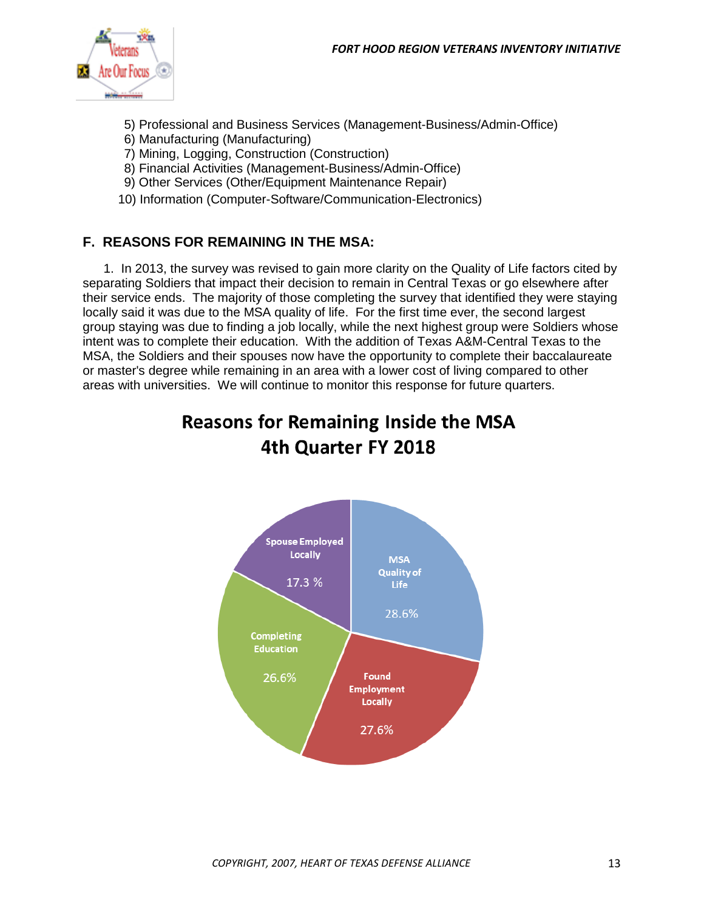5) Professional and Business Services (Management-Business/Admin-Office)
6) Manufacturing (Manufacturing)
7) Mining, Logging, Construction (Construction)
8) Financial Activities (Management-Business/Admin-Office)
9) Other Services (Other/Equipment Maintenance Repair)
10) Information (Computer-Software/Communication-Electronics)

## F. REASONS FOR REMAINING IN THE MSA:

1. In 2013, the survey was revised to gain more clarity on the Quality of Life factors cited by separating Soldiers that impact their decision to remain in Central Texas or go elsewhere after their service ends. The majority of those completing the survey that identified they were staying locally said it was due to the MSA quality of life. For the first time ever, the second largest group staying was due to finding a job locally, while the next highest group were Soldiers whose intent was to complete their education. With the addition of Texas A&M-Central Texas to the MSA, the Soldiers and their spouses now have the opportunity to complete their baccalaureate or master's degree while remaining in an area with a lower cost of living compared to other areas with universities. We will continue to monitor this response for future quarters.

**Reasons for Remaining Inside the MSA**
**4th Quarter FY 2018**

| Reason | Percentage |
|---|---|
| MSA Quality of Life | 28.6% |
| Found Employment Locally | 27.6% |
| Completing Education | 26.6% |
| Spouse Employed Locally | 17.3 % |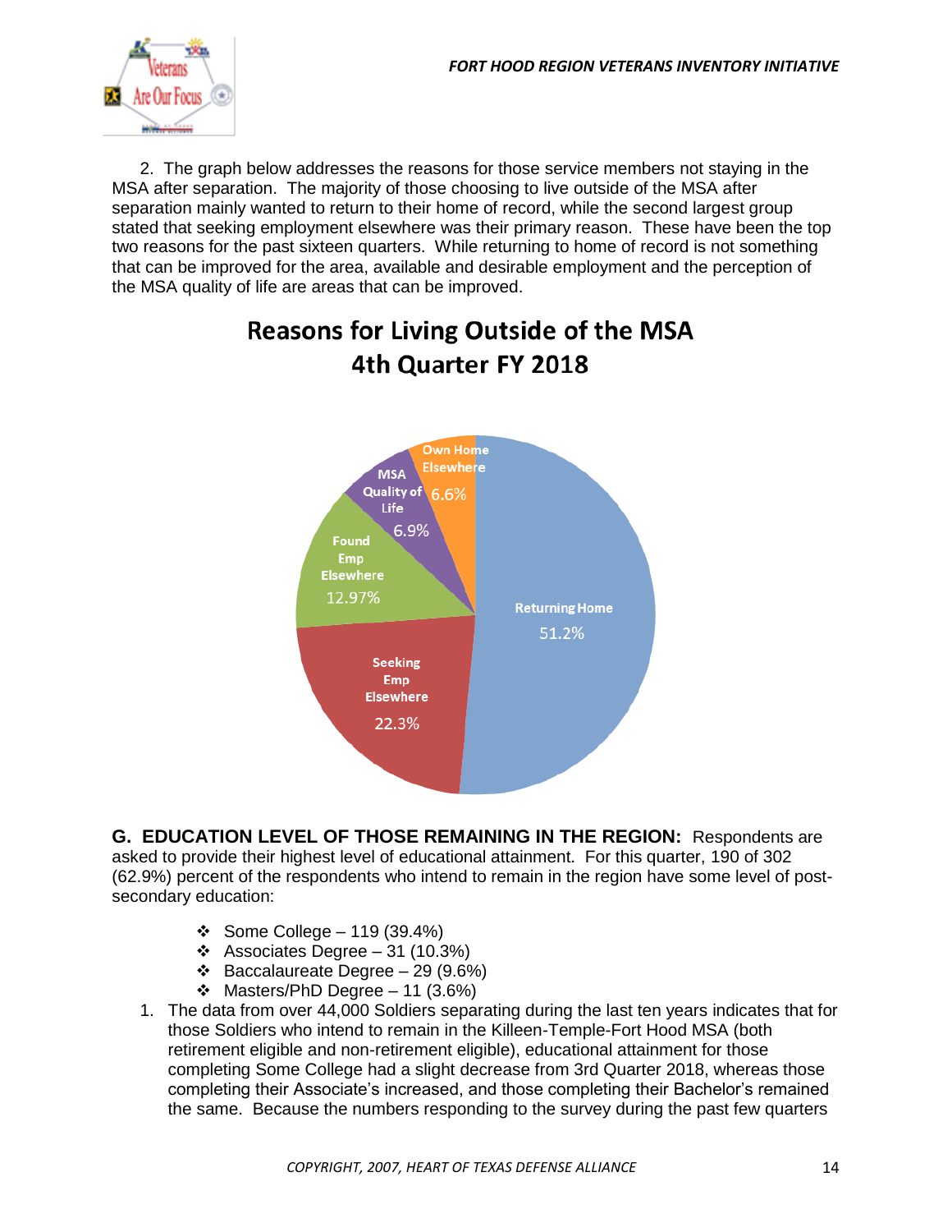2. The graph below addresses the reasons for those service members not staying in the MSA after separation. The majority of those choosing to live outside of the MSA after separation mainly wanted to return to their home of record, while the second largest group stated that seeking employment elsewhere was their primary reason. These have been the top two reasons for the past sixteen quarters. While returning to home of record is not something that can be improved for the area, available and desirable employment and the perception of the MSA quality of life are areas that can be improved.

**Reasons for Living Outside of the MSA**
**4th Quarter FY 2018**

| Reason | Percentage |
|---|---|
| Returning Home | 51.2% |
| Seeking Emp Elsewhere | 22.3% |
| Found Emp Elsewhere | 12.97% |
| MSA Quality of Life | 6.9% |
| Own Home Elsewhere | 6.6% |

**G. EDUCATION LEVEL OF THOSE REMAINING IN THE REGION:** Respondents are asked to provide their highest level of educational attainment. For this quarter, 190 of 302 (62.9%) percent of the respondents who intend to remain in the region have some level of post-secondary education:

- Some College – 119 (39.4%)
- Associates Degree – 31 (10.3%)
- Baccalaureate Degree – 29 (9.6%)
- Masters/PhD Degree – 11 (3.6%)

1. The data from over 44,000 Soldiers separating during the last ten years indicates that for those Soldiers who intend to remain in the Killeen-Temple-Fort Hood MSA (both retirement eligible and non-retirement eligible), educational attainment for those completing Some College had a slight decrease from 3rd Quarter 2018, whereas those completing their Associate's increased, and those completing their Bachelor's remained the same. Because the numbers responding to the survey during the past few quarters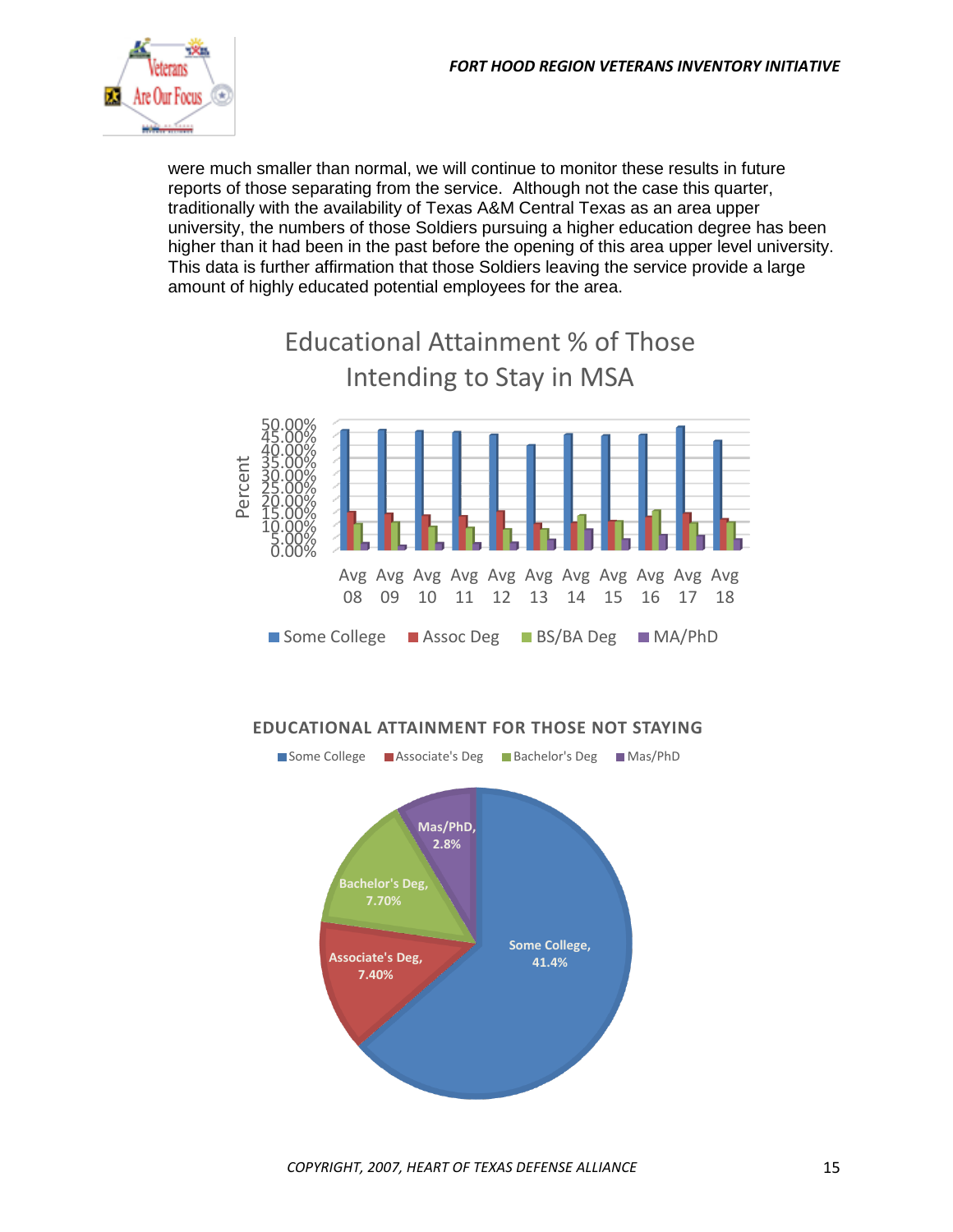were much smaller than normal, we will continue to monitor these results in future reports of those separating from the service. Although not the case this quarter, traditionally with the availability of Texas A&M Central Texas as an area upper university, the numbers of those Soldiers pursuing a higher education degree has been higher than it had been in the past before the opening of this area upper level university. This data is further affirmation that those Soldiers leaving the service provide a large amount of highly educated potential employees for the area.

Educational Attainment % of Those Intending to Stay in MSA

EDUCATIONAL ATTAINMENT FOR THOSE NOT STAYING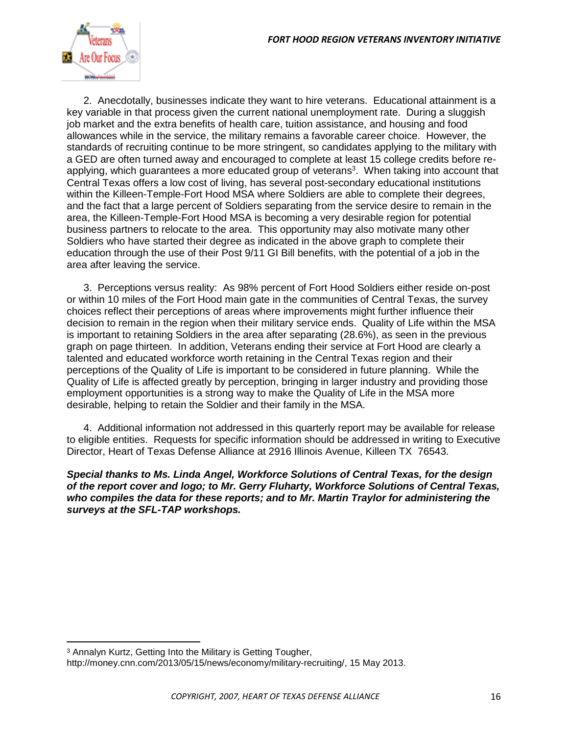2. Anecdotally, businesses indicate they want to hire veterans. Educational attainment is a key variable in that process given the current national unemployment rate. During a sluggish job market and the extra benefits of health care, tuition assistance, and housing and food allowances while in the service, the military remains a favorable career choice. However, the standards of recruiting continue to be more stringent, so candidates applying to the military with a GED are often turned away and encouraged to complete at least 15 college credits before re-applying, which guarantees a more educated group of veterans[3]. When taking into account that Central Texas offers a low cost of living, has several post-secondary educational institutions within the Killeen-Temple-Fort Hood MSA where Soldiers are able to complete their degrees, and the fact that a large percent of Soldiers separating from the service desire to remain in the area, the Killeen-Temple-Fort Hood MSA is becoming a very desirable region for potential business partners to relocate to the area. This opportunity may also motivate many other Soldiers who have started their degree as indicated in the above graph to complete their education through the use of their Post 9/11 GI Bill benefits, with the potential of a job in the area after leaving the service.

3. Perceptions versus reality: As 98% percent of Fort Hood Soldiers either reside on-post or within 10 miles of the Fort Hood main gate in the communities of Central Texas, the survey choices reflect their perceptions of areas where improvements might further influence their decision to remain in the region when their military service ends. Quality of Life within the MSA is important to retaining Soldiers in the area after separating (28.6%), as seen in the previous graph on page thirteen. In addition, Veterans ending their service at Fort Hood are clearly a talented and educated workforce worth retaining in the Central Texas region and their perceptions of the Quality of Life is important to be considered in future planning. While the Quality of Life is affected greatly by perception, bringing in larger industry and providing those employment opportunities is a strong way to make the Quality of Life in the MSA more desirable, helping to retain the Soldier and their family in the MSA.

4. Additional information not addressed in this quarterly report may be available for release to eligible entities. Requests for specific information should be addressed in writing to Executive Director, Heart of Texas Defense Alliance at 2916 Illinois Avenue, Killeen TX 76543.

***Special thanks to Ms. Linda Angel, Workforce Solutions of Central Texas, for the design of the report cover and logo; to Mr. Gerry Fluharty, Workforce Solutions of Central Texas, who compiles the data for these reports; and to Mr. Martin Traylor for administering the surveys at the SFL-TAP workshops.***

[3] Annalyn Kurtz, Getting Into the Military is Getting Tougher, http://money.cnn.com/2013/05/15/news/economy/military-recruiting/, 15 May 2013.